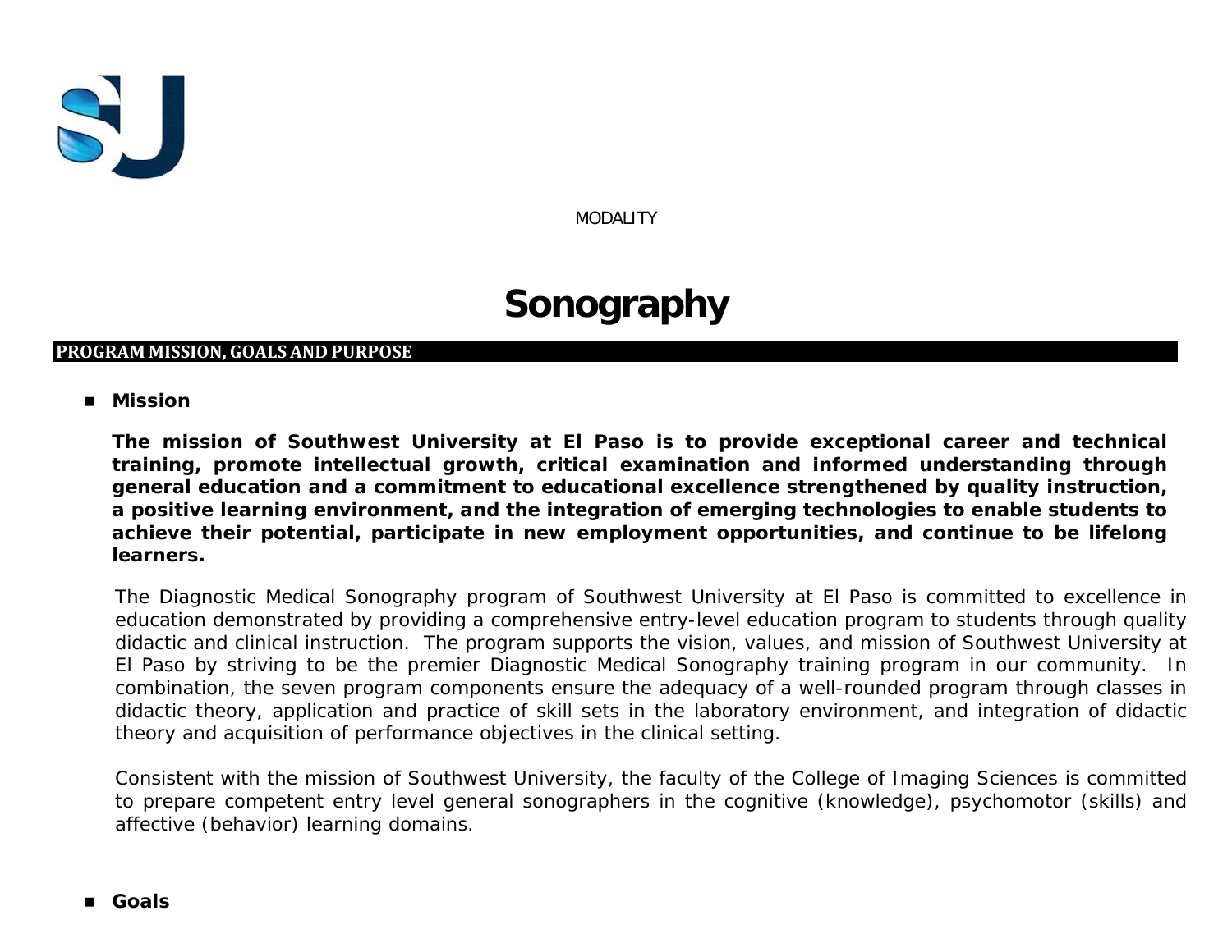MODALITY

# Sonography

## PROGRAM MISSION, GOALS AND PUPOSE

- **Mission**

**The mission of Southwest University at El Paso is to provide exceptional career and technical training, promote intellectual growth, critical examination and informed understanding through general education and a commitment to educational excellence strengthened by quality instruction, a positive learning environment, and the integration of emerging technologies to enable students to achieve their potential, participate in new employment opportunities, and continue to be lifelong learners.**

The Diagnostic Medical Sonography program of Southwest University at El Paso is committed to excellence in education demonstrated by providing a comprehensive entry-level education program to students through quality didactic and clinical instruction. The program supports the vision, values, and mission of Southwest University at El Paso by striving to be the premier Diagnostic Medical Sonography training program in our community. In combination, the seven program components ensure the adequacy of a well-rounded program through classes in didactic theory, application and practice of skill sets in the laboratory environment, and integration of didactic theory and acquisition of performance objectives in the clinical setting.

Consistent with the mission of Southwest University, the faculty of the College of Imaging Sciences is committed to prepare competent entry level general sonographers in the cognitive (knowledge), psychomotor (skills) and affective (behavior) learning domains.

- **Goals**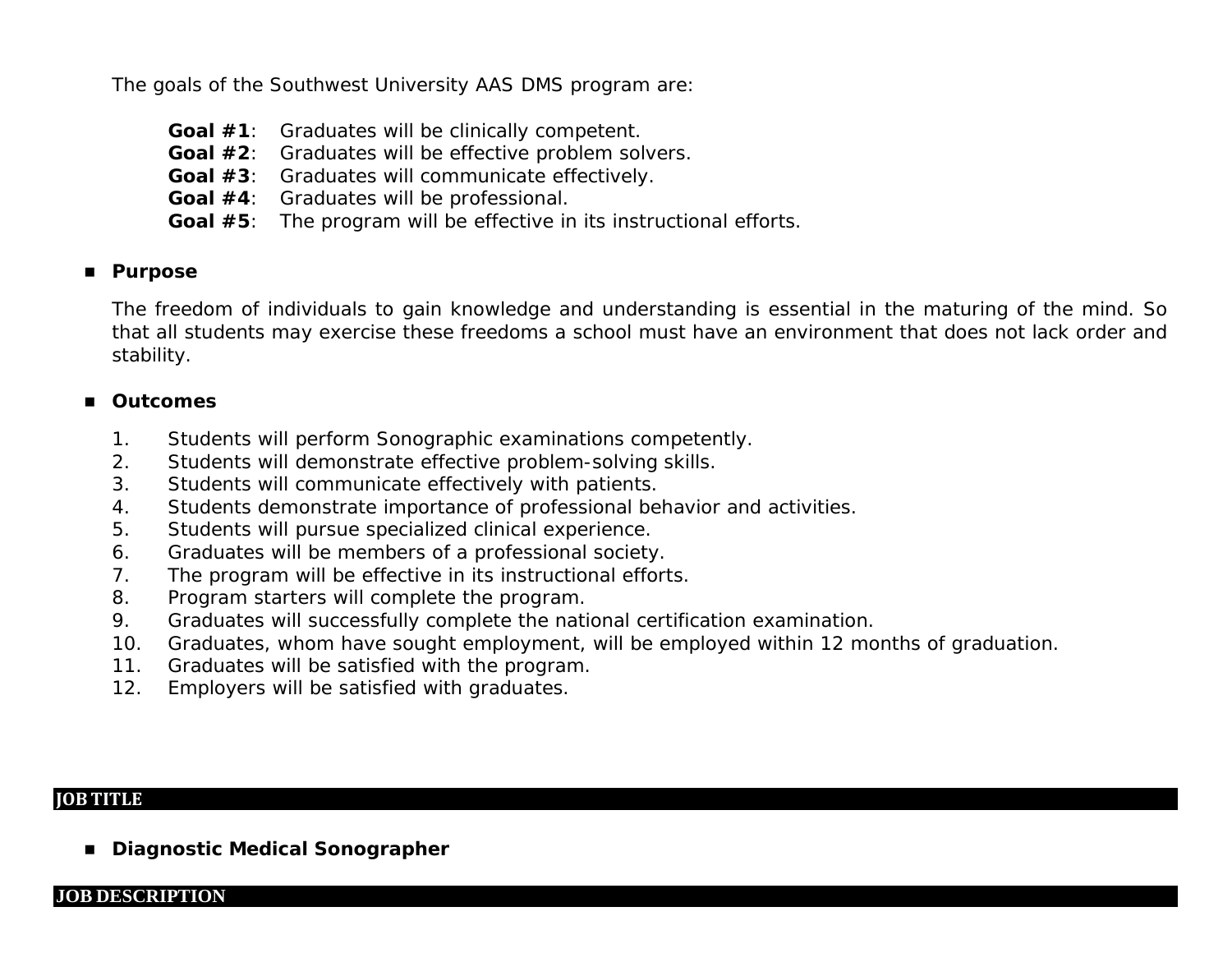The goals of the Southwest University AAS DMS program are:

**Goal #1**: Graduates will be clinically competent.
**Goal #2**: Graduates will be effective problem solvers.
**Goal #3**: Graduates will communicate effectively.
**Goal #4**: Graduates will be professional.
**Goal #5**: The program will be effective in its instructional efforts.

- **Purpose**

The freedom of individuals to gain knowledge and understanding is essential in the maturing of the mind. So that all students may exercise these freedoms a school must have an environment that does not lack order and stability.

- **Outcomes**

1. Students will perform Sonographic examinations competently.
2. Students will demonstrate effective problem-solving skills.
3. Students will communicate effectively with patients.
4. Students demonstrate importance of professional behavior and activities.
5. Students will pursue specialized clinical experience.
6. Graduates will be members of a professional society.
7. The program will be effective in its instructional efforts.
8. Program starters will complete the program.
9. Graduates will successfully complete the national certification examination.
10. Graduates, whom have sought employment, will be employed within 12 months of graduation.
11. Graduates will be satisfied with the program.
12. Employers will be satisfied with graduates.

## JOB TITLE

- **Diagnostic Medical Sonographer**

## JOB DESCRIPTION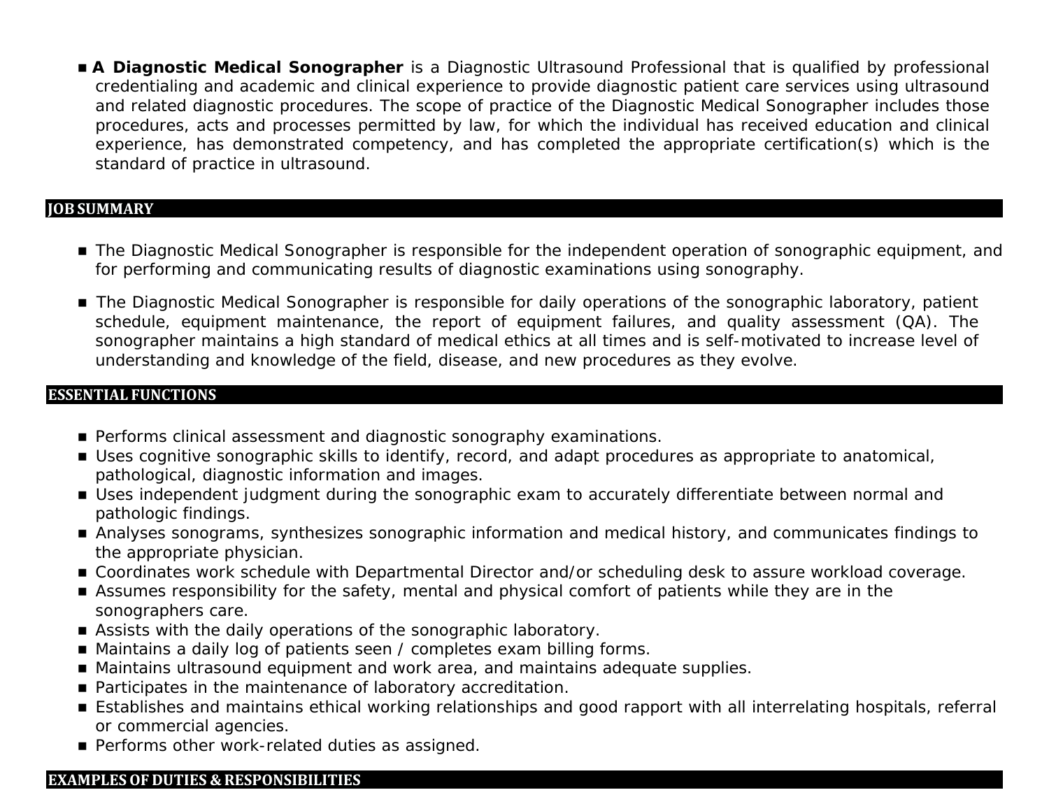- **A Diagnostic Medical Sonographer** is a Diagnostic Ultrasound Professional that is qualified by professional credentialing and academic and clinical experience to provide diagnostic patient care services using ultrasound and related diagnostic procedures. The scope of practice of the Diagnostic Medical Sonographer includes those procedures, acts and processes permitted by law, for which the individual has received education and clinical experience, has demonstrated competency, and has completed the appropriate certification(s) which is the standard of practice in ultrasound.

## JOB SUMMARY

- The Diagnostic Medical Sonographer is responsible for the independent operation of sonographic equipment, and for performing and communicating results of diagnostic examinations using sonography.
- The Diagnostic Medical Sonographer is responsible for daily operations of the sonographic laboratory, patient schedule, equipment maintenance, the report of equipment failures, and quality assessment (QA). The sonographer maintains a high standard of medical ethics at all times and is self-motivated to increase level of understanding and knowledge of the field, disease, and new procedures as they evolve.

## ESSENTIAL FUNCTIONS

- Performs clinical assessment and diagnostic sonography examinations.
- Uses cognitive sonographic skills to identify, record, and adapt procedures as appropriate to anatomical, pathological, diagnostic information and images.
- Uses independent judgment during the sonographic exam to accurately differentiate between normal and pathologic findings.
- Analyses sonograms, synthesizes sonographic information and medical history, and communicates findings to the appropriate physician.
- Coordinates work schedule with Departmental Director and/or scheduling desk to assure workload coverage.
- Assumes responsibility for the safety, mental and physical comfort of patients while they are in the sonographers care.
- Assists with the daily operations of the sonographic laboratory.
- Maintains a daily log of patients seen / completes exam billing forms.
- Maintains ultrasound equipment and work area, and maintains adequate supplies.
- Participates in the maintenance of laboratory accreditation.
- Establishes and maintains ethical working relationships and good rapport with all interrelating hospitals, referral or commercial agencies.
- Performs other work-related duties as assigned.

## EXAMPLES OF DUTIES & RESPONSIBILITIES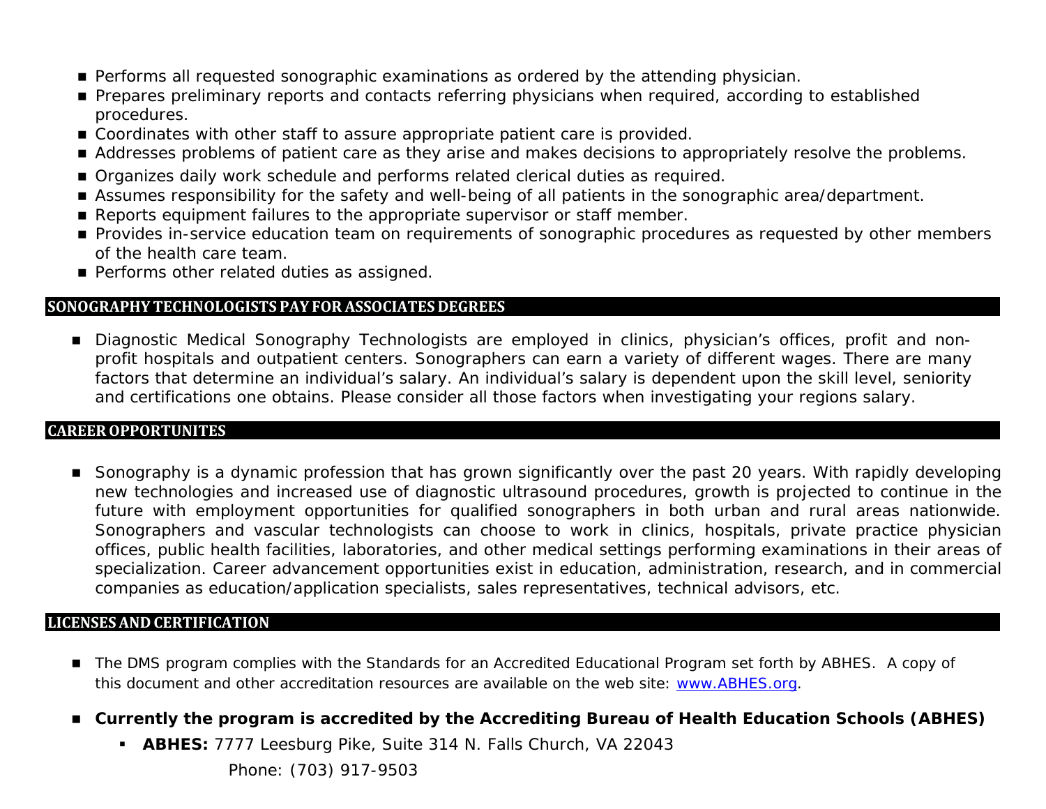- Performs all requested sonographic examinations as ordered by the attending physician.
- Prepares preliminary reports and contacts referring physicians when required, according to established procedures.
- Coordinates with other staff to assure appropriate patient care is provided.
- Addresses problems of patient care as they arise and makes decisions to appropriately resolve the problems.
- Organizes daily work schedule and performs related clerical duties as required.
- Assumes responsibility for the safety and well-being of all patients in the sonographic area/department.
- Reports equipment failures to the appropriate supervisor or staff member.
- Provides in-service education team on requirements of sonographic procedures as requested by other members of the health care team.
- Performs other related duties as assigned.

## SONOGRAPHY TECHNOLOGISTS PAY FOR ASSOCIATES DEGREES

- Diagnostic Medical Sonography Technologists are employed in clinics, physician's offices, profit and non-profit hospitals and outpatient centers. Sonographers can earn a variety of different wages. There are many factors that determine an individual's salary. An individual's salary is dependent upon the skill level, seniority and certifications one obtains. Please consider all those factors when investigating your regions salary.

## CAREER OPPORTUNITES

- Sonography is a dynamic profession that has grown significantly over the past 20 years. With rapidly developing new technologies and increased use of diagnostic ultrasound procedures, growth is projected to continue in the future with employment opportunities for qualified sonographers in both urban and rural areas nationwide. Sonographers and vascular technologists can choose to work in clinics, hospitals, private practice physician offices, public health facilities, laboratories, and other medical settings performing examinations in their areas of specialization. Career advancement opportunities exist in education, administration, research, and in commercial companies as education/application specialists, sales representatives, technical advisors, etc.

## LICENSES AND CERTIFICATION

- The DMS program complies with the Standards for an Accredited Educational Program set forth by ABHES. A copy of this document and other accreditation resources are available on the web site: [www.ABHES.org](http://www.ABHES.org).
- **Currently the program is accredited by the Accrediting Bureau of Health Education Schools (ABHES)**
  - **ABHES:** 7777 Leesburg Pike, Suite 314 N. Falls Church, VA 22043

    Phone: (703) 917-9503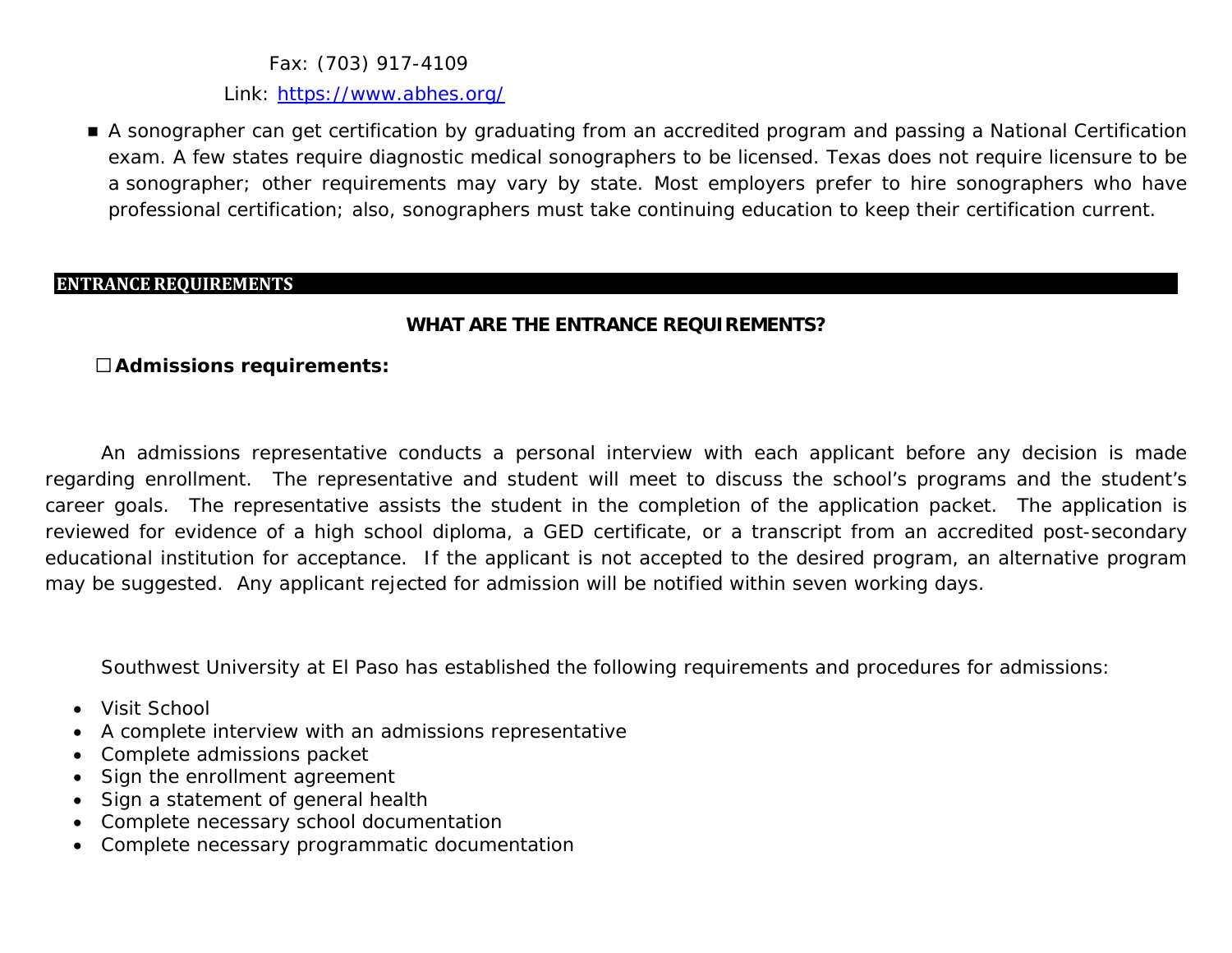Fax: (703) 917-4109

Link: https://www.abhes.org/

- A sonographer can get certification by graduating from an accredited program and passing a National Certification exam. A few states require diagnostic medical sonographers to be licensed. Texas does not require licensure to be a sonographer; other requirements may vary by state. Most employers prefer to hire sonographers who have professional certification; also, sonographers must take continuing education to keep their certification current.

## ENTRANCE REQUIREMENTS

### WHAT ARE THE ENTRANCE REQUIREMENTS?

☐ **Admissions requirements:**

An admissions representative conducts a personal interview with each applicant before any decision is made regarding enrollment. The representative and student will meet to discuss the school's programs and the student's career goals. The representative assists the student in the completion of the application packet. The application is reviewed for evidence of a high school diploma, a GED certificate, or a transcript from an accredited post-secondary educational institution for acceptance. If the applicant is not accepted to the desired program, an alternative program may be suggested. Any applicant rejected for admission will be notified within seven working days.

Southwest University at El Paso has established the following requirements and procedures for admissions:

- Visit School
- A complete interview with an admissions representative
- Complete admissions packet
- Sign the enrollment agreement
- Sign a statement of general health
- Complete necessary school documentation
- Complete necessary programmatic documentation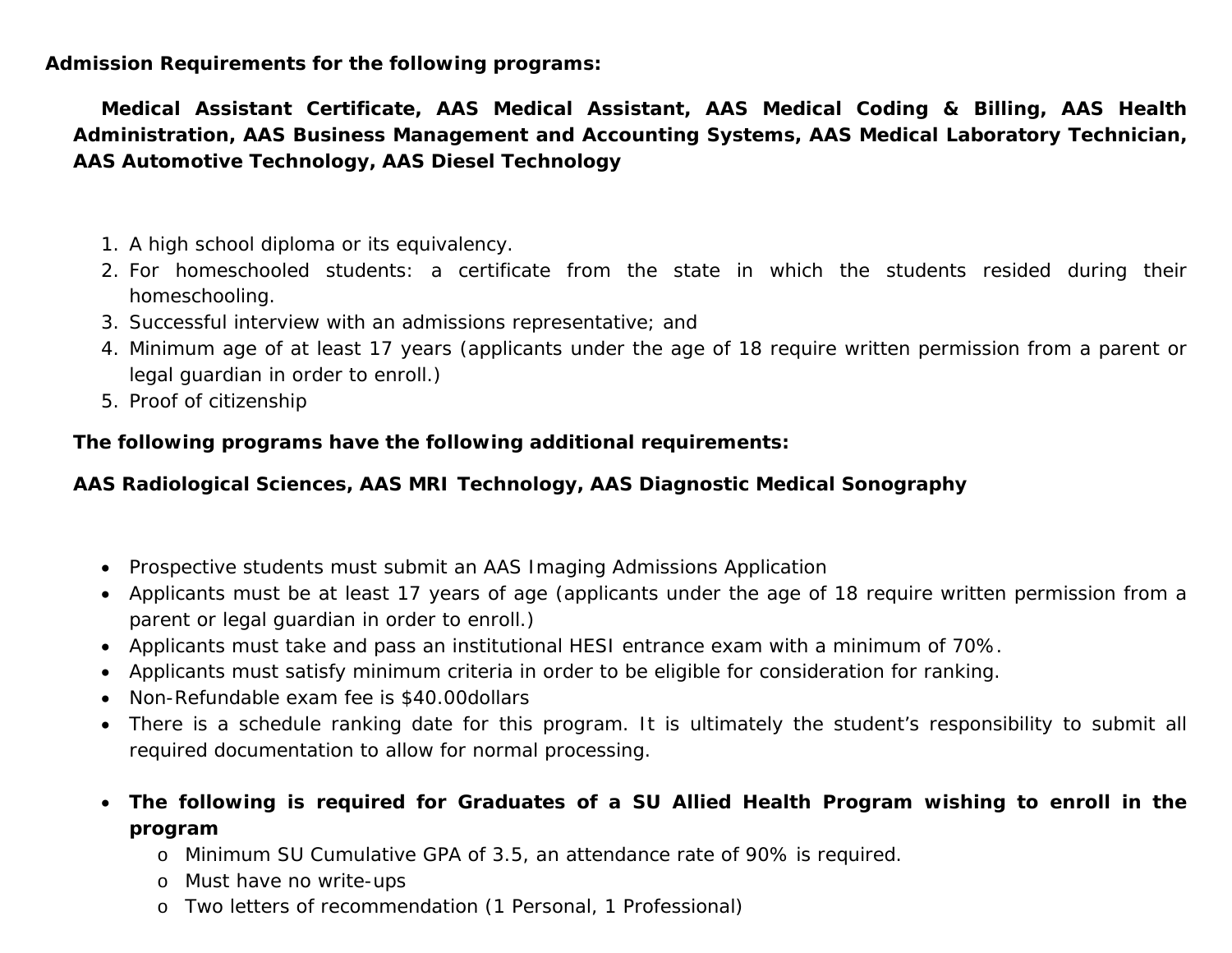**Admission Requirements for the following programs:**

**Medical Assistant Certificate, AAS Medical Assistant, AAS Medical Coding & Billing, AAS Health Administration, AAS Business Management and Accounting Systems, AAS Medical Laboratory Technician, AAS Automotive Technology, AAS Diesel Technology**

1. A high school diploma or its equivalency.
2. For homeschooled students: a certificate from the state in which the students resided during their homeschooling.
3. Successful interview with an admissions representative; and
4. Minimum age of at least 17 years (applicants under the age of 18 require written permission from a parent or legal guardian in order to enroll.)
5. Proof of citizenship

**The following programs have the following additional requirements:**

**AAS Radiological Sciences, AAS MRI Technology, AAS Diagnostic Medical Sonography**

- Prospective students must submit an AAS Imaging Admissions Application
- Applicants must be at least 17 years of age (applicants under the age of 18 require written permission from a parent or legal guardian in order to enroll.)
- Applicants must take and pass an institutional HESI entrance exam with a minimum of 70%.
- Applicants must satisfy minimum criteria in order to be eligible for consideration for ranking.
- Non-Refundable exam fee is $40.00dollars
- There is a schedule ranking date for this program. It is ultimately the student's responsibility to submit all required documentation to allow for normal processing.

- **The following is required for Graduates of a SU Allied Health Program wishing to enroll in the program**
  - Minimum SU Cumulative GPA of 3.5, an attendance rate of 90% is required.
  - Must have no write-ups
  - Two letters of recommendation (1 Personal, 1 Professional)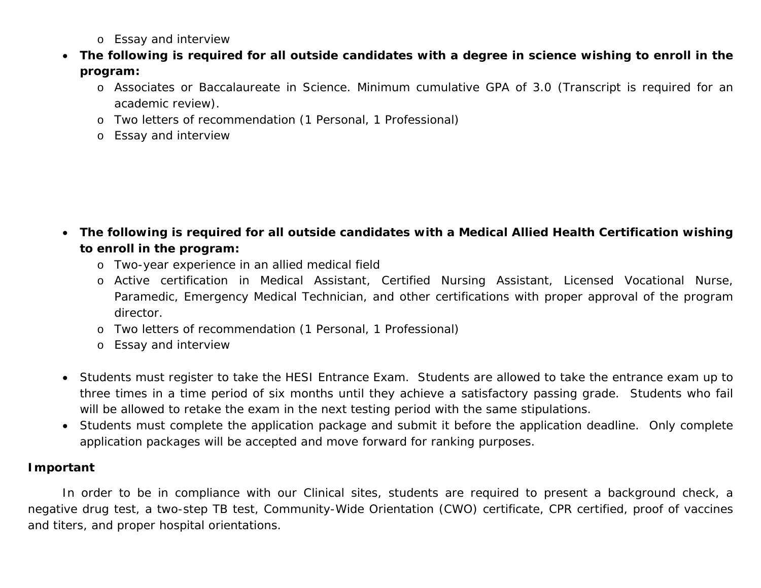- Essay and interview

- **The following is required for all outside candidates with a degree in science wishing to enroll in the program:**
  - Associates or Baccalaureate in Science. Minimum cumulative GPA of 3.0 (Transcript is required for an academic review).
  - Two letters of recommendation (1 Personal, 1 Professional)
  - Essay and interview

- **The following is required for all outside candidates with a Medical Allied Health Certification wishing to enroll in the program:**
  - Two-year experience in an allied medical field
  - Active certification in Medical Assistant, Certified Nursing Assistant, Licensed Vocational Nurse, Paramedic, Emergency Medical Technician, and other certifications with proper approval of the program director.
  - Two letters of recommendation (1 Personal, 1 Professional)
  - Essay and interview

- Students must register to take the HESI Entrance Exam. Students are allowed to take the entrance exam up to three times in a time period of six months until they achieve a satisfactory passing grade. Students who fail will be allowed to retake the exam in the next testing period with the same stipulations.
- Students must complete the application package and submit it before the application deadline. Only complete application packages will be accepted and move forward for ranking purposes.

**Important**

In order to be in compliance with our Clinical sites, students are required to present a background check, a negative drug test, a two-step TB test, Community-Wide Orientation (CWO) certificate, CPR certified, proof of vaccines and titers, and proper hospital orientations.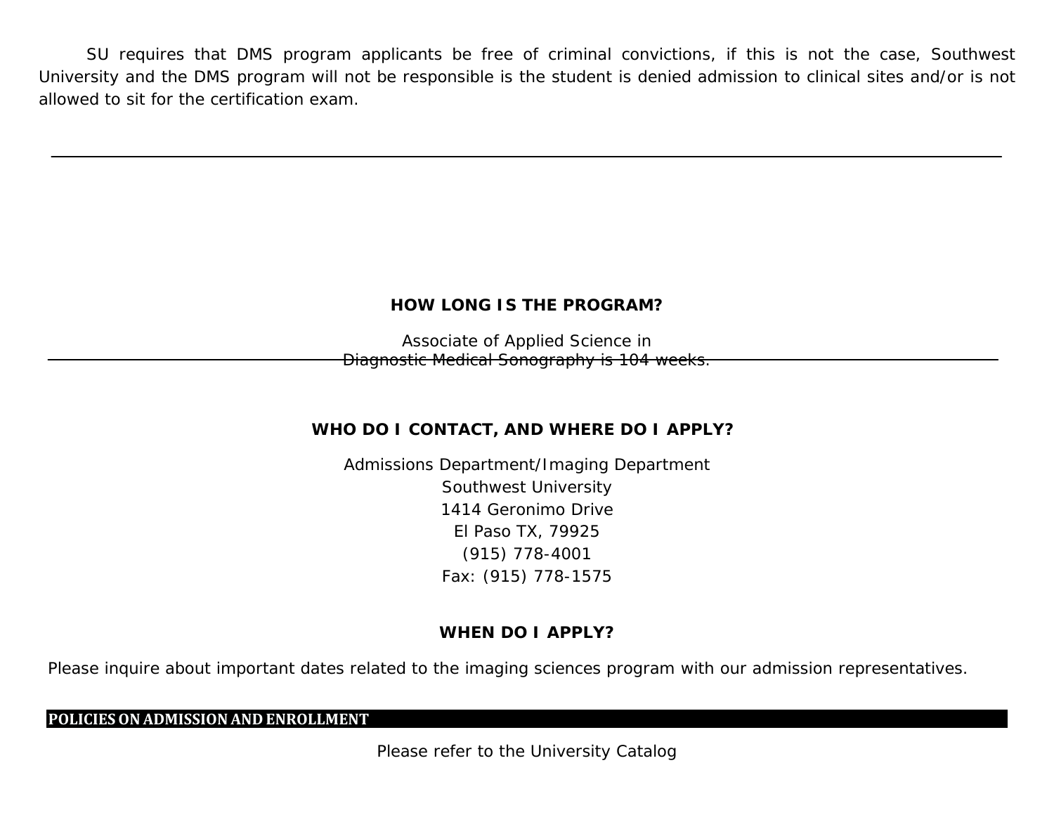SU requires that DMS program applicants be free of criminal convictions, if this is not the case, Southwest University and the DMS program will not be responsible is the student is denied admission to clinical sites and/or is not allowed to sit for the certification exam.

---

**HOW LONG IS THE PROGRAM?**

Associate of Applied Science in
Diagnostic Medical Sonography is 104 weeks.

---

**WHO DO I CONTACT, AND WHERE DO I APPLY?**

Admissions Department/Imaging Department
Southwest University
1414 Geronimo Drive
El Paso TX, 79925
(915) 778-4001
Fax: (915) 778-1575

**WHEN DO I APPLY?**

Please inquire about important dates related to the imaging sciences program with our admission representatives.

## POLICIES ON ADMISSION AND ENROLLMENT

Please refer to the University Catalog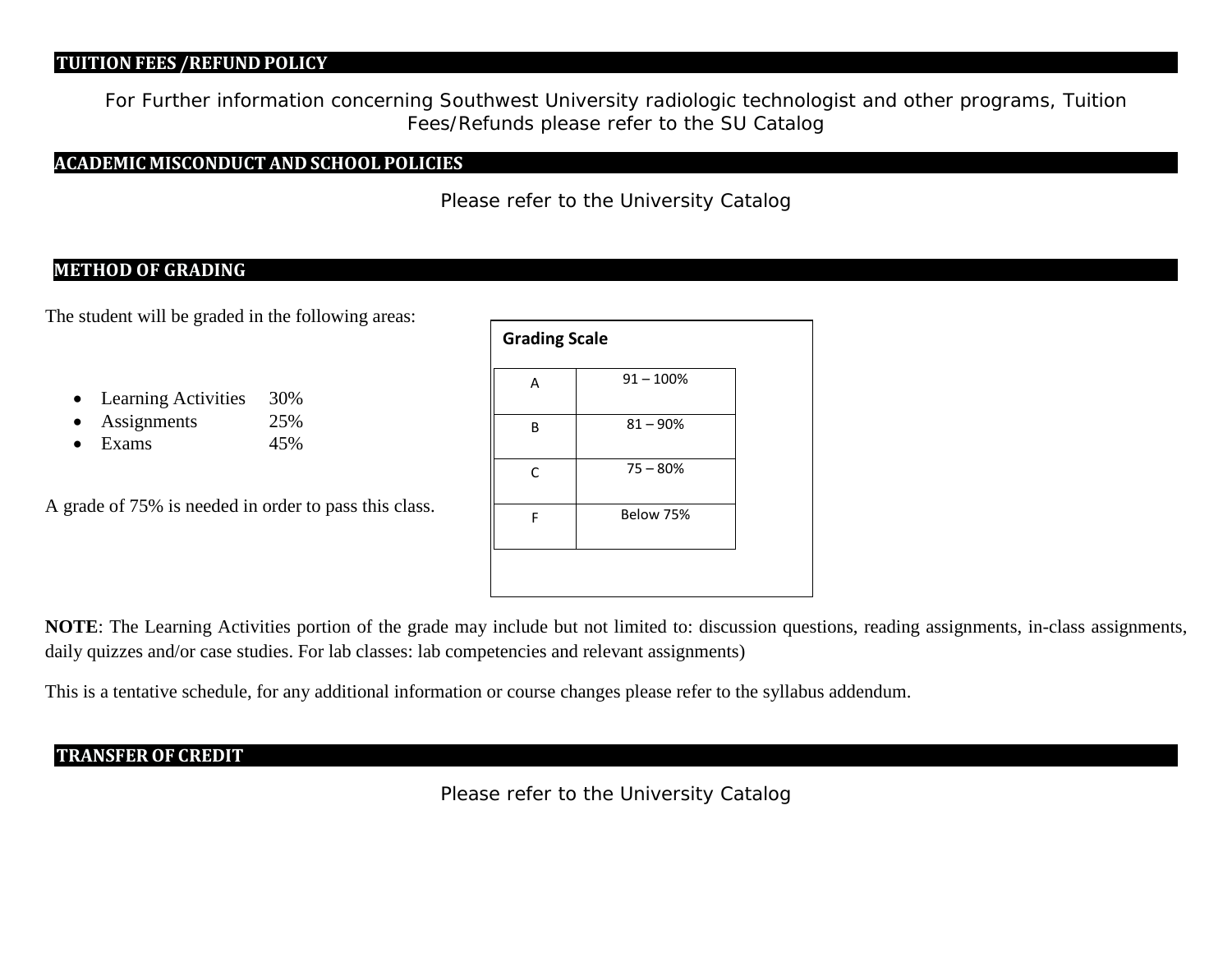## TUITION FEES /REFUND POLICY

For Further information concerning Southwest University radiologic technologist and other programs, Tuition Fees/Refunds please refer to the SU Catalog

## ACADEMIC MISCONDUCT AND SCHOOL POLICIES

Please refer to the University Catalog

## METHOD OF GRADING

The student will be graded in the following areas:

- Learning Activities 30%
- Assignments 25%
- Exams 45%

A grade of 75% is needed in order to pass this class.

**Grading Scale**

| | |
|---|---|
| A | 91 – 100% |
| B | 81 – 90% |
| C | 75 – 80% |
| F | Below 75% |

**NOTE**: The Learning Activities portion of the grade may include but not limited to: discussion questions, reading assignments, in-class assignments, daily quizzes and/or case studies. For lab classes: lab competencies and relevant assignments)

This is a tentative schedule, for any additional information or course changes please refer to the syllabus addendum.

## TRANSFER OF CREDIT

Please refer to the University Catalog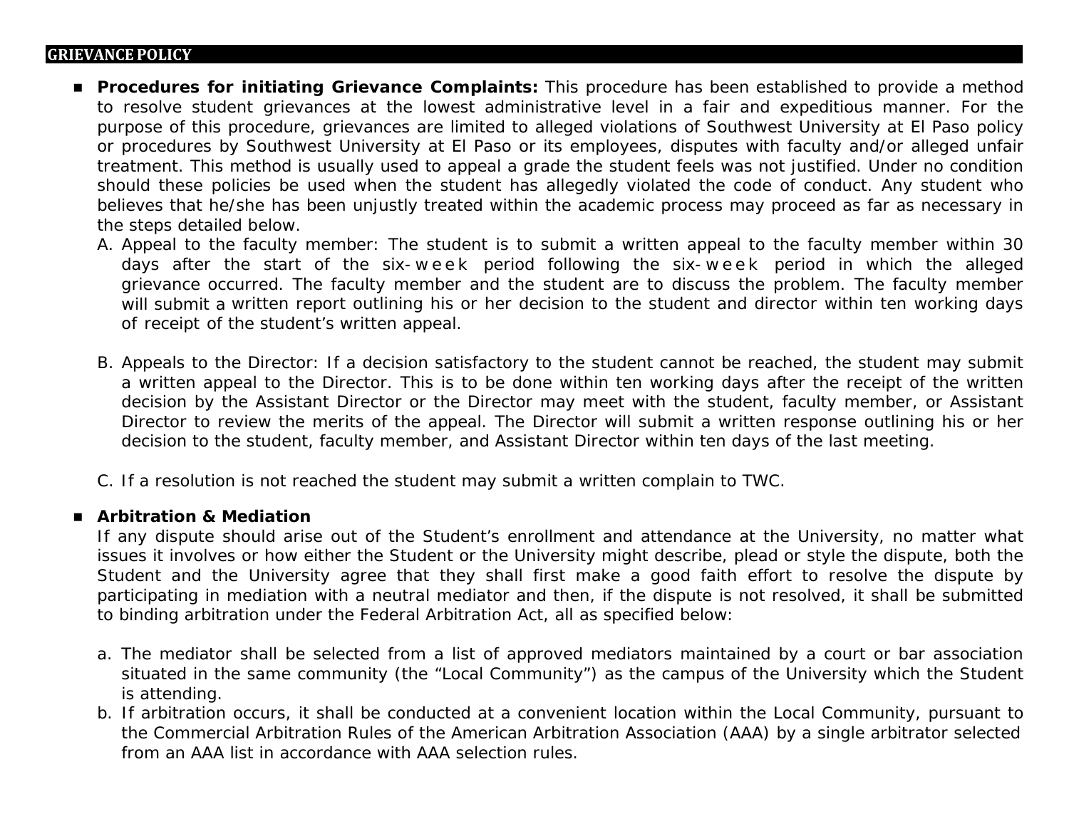## GRIEVANCE POLICY

- **Procedures for initiating Grievance Complaints:** This procedure has been established to provide a method to resolve student grievances at the lowest administrative level in a fair and expeditious manner. For the purpose of this procedure, grievances are limited to alleged violations of Southwest University at El Paso policy or procedures by Southwest University at El Paso or its employees, disputes with faculty and/or alleged unfair treatment. This method is usually used to appeal a grade the student feels was not justified. Under no condition should these policies be used when the student has allegedly violated the code of conduct. Any student who believes that he/she has been unjustly treated within the academic process may proceed as far as necessary in the steps detailed below.

  A. Appeal to the faculty member: The student is to submit a written appeal to the faculty member within 30 days after the start of the six-week period following the six-week period in which the alleged grievance occurred. The faculty member and the student are to discuss the problem. The faculty member will submit a written report outlining his or her decision to the student and director within ten working days of receipt of the student's written appeal.

  B. Appeals to the Director: If a decision satisfactory to the student cannot be reached, the student may submit a written appeal to the Director. This is to be done within ten working days after the receipt of the written decision by the Assistant Director or the Director may meet with the student, faculty member, or Assistant Director to review the merits of the appeal. The Director will submit a written response outlining his or her decision to the student, faculty member, and Assistant Director within ten days of the last meeting.

  C. If a resolution is not reached the student may submit a written complain to TWC.

- **Arbitration & Mediation**

  If any dispute should arise out of the Student's enrollment and attendance at the University, no matter what issues it involves or how either the Student or the University might describe, plead or style the dispute, both the Student and the University agree that they shall first make a good faith effort to resolve the dispute by participating in mediation with a neutral mediator and then, if the dispute is not resolved, it shall be submitted to binding arbitration under the Federal Arbitration Act, all as specified below:

  a. The mediator shall be selected from a list of approved mediators maintained by a court or bar association situated in the same community (the "Local Community") as the campus of the University which the Student is attending.
  b. If arbitration occurs, it shall be conducted at a convenient location within the Local Community, pursuant to the Commercial Arbitration Rules of the American Arbitration Association (AAA) by a single arbitrator selected from an AAA list in accordance with AAA selection rules.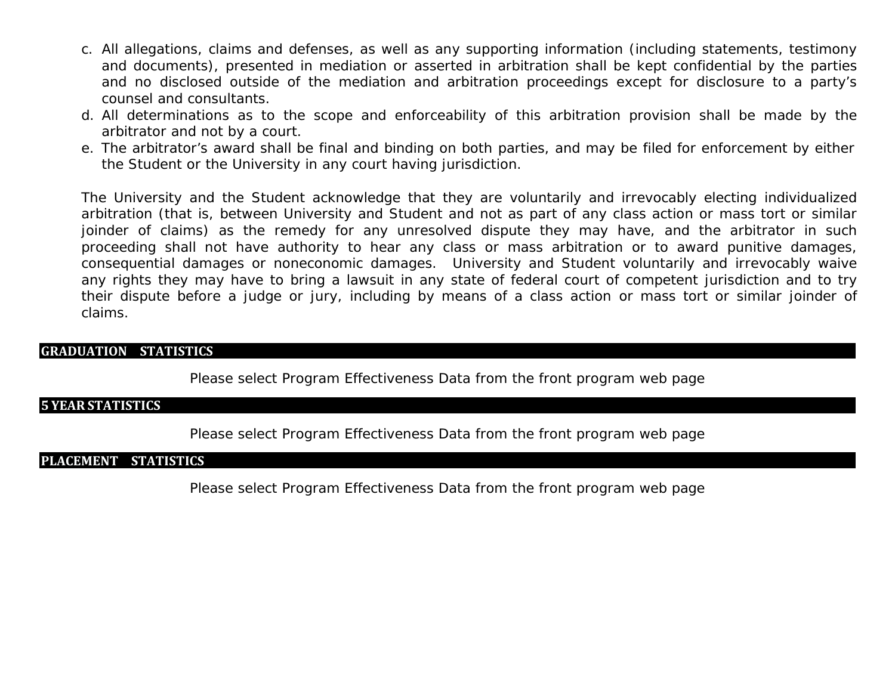c. All allegations, claims and defenses, as well as any supporting information (including statements, testimony and documents), presented in mediation or asserted in arbitration shall be kept confidential by the parties and no disclosed outside of the mediation and arbitration proceedings except for disclosure to a party's counsel and consultants.
d. All determinations as to the scope and enforceability of this arbitration provision shall be made by the arbitrator and not by a court.
e. The arbitrator's award shall be final and binding on both parties, and may be filed for enforcement by either the Student or the University in any court having jurisdiction.

The University and the Student acknowledge that they are voluntarily and irrevocably electing individualized arbitration (that is, between University and Student and not as part of any class action or mass tort or similar joinder of claims) as the remedy for any unresolved dispute they may have, and the arbitrator in such proceeding shall not have authority to hear any class or mass arbitration or to award punitive damages, consequential damages or noneconomic damages. University and Student voluntarily and irrevocably waive any rights they may have to bring a lawsuit in any state of federal court of competent jurisdiction and to try their dispute before a judge or jury, including by means of a class action or mass tort or similar joinder of claims.

## GRADUATION STATISTICS

Please select Program Effectiveness Data from the front program web page

## 5 YEAR STATISTICS

Please select Program Effectiveness Data from the front program web page

## PLACEMENT STATISTICS

Please select Program Effectiveness Data from the front program web page